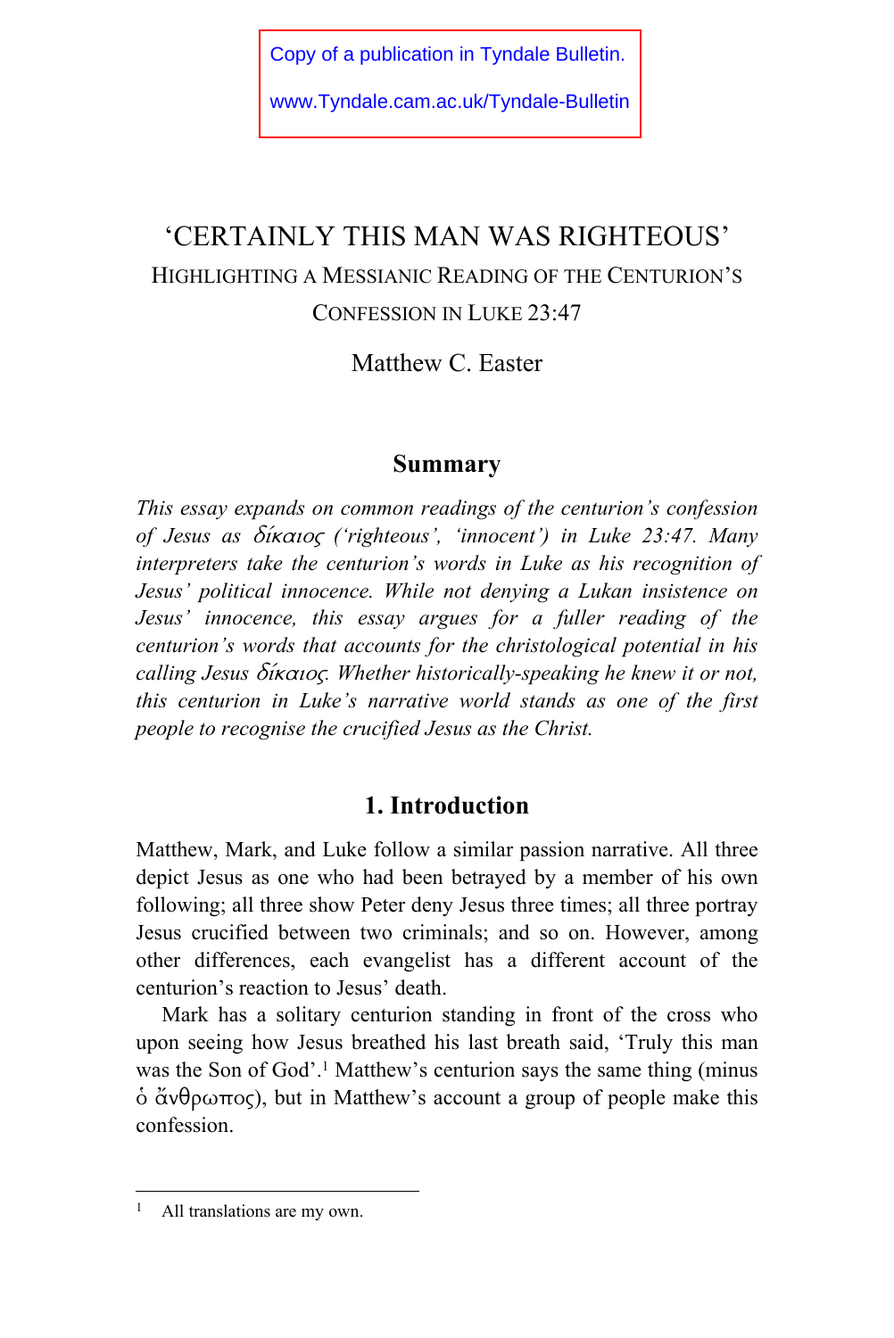Copy of a publication in Tyndale Bulletin.

www.Tyndale.cam.ac.uk/Tyndale-Bulletin

# 'CERTAINLY THIS MAN WAS RIGHTEOUS'

## HIGHLIGHTING A MESSIANIC READING OF THE CENTURION'S CONFESSION IN LUKE 23:47

Matthew C. Easter

### Summary

*This essay expands on common readings of the centurion's confession of Jesus as δίκαιος ('righteous', 'innocent') in Luke 23:47. Many interpreters take the centurion's words in Luke as his recognition of Jesus' political innocence. While not denying a Lukan insistence on Jesus' innocence, this essay argues for a fuller reading of the centurion's words that accounts for the christological potential in his calling Jesus δίκαιος. Whether historically-speaking he knew it or not, this centurion in Luke's narrative world stands as one of the first people to recognise the crucified Jesus as the Christ.*

### 1. Introduction

Matthew, Mark, and Luke follow a similar passion narrative. All three depict Jesus as one who had been betrayed by a member of his own following; all three show Peter deny Jesus three times; all three portray Jesus crucified between two criminals; and so on. However, among other differences, each evangelist has a different account of the centurion's reaction to Jesus' death.

Mark has a solitary centurion standing in front of the cross who upon seeing how Jesus breathed his last breath said, 'Truly this man was the Son of God'.[1] Matthew's centurion says the same thing (minus ὁ ἄνθρωπος), but in Matthew's account a group of people make this confession.

[1] All translations are my own.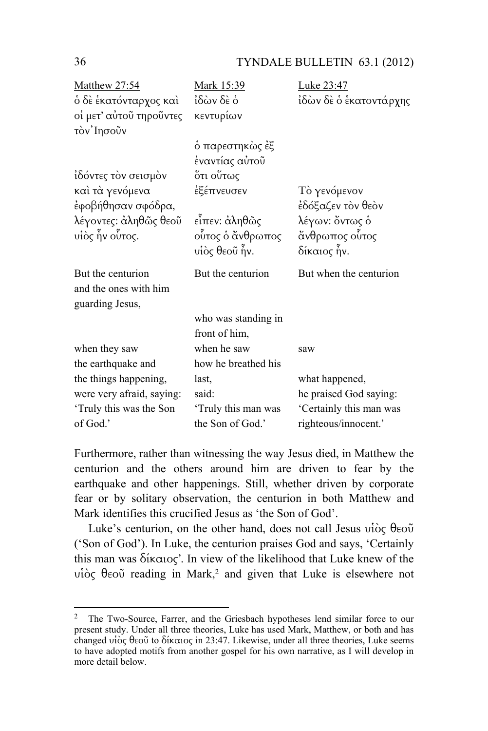| Matthew 27:54 | Mark 15:39 | Luke 23:47 |
|---|---|---|
| ὁ δὲ ἑκατόνταρχος καὶ οἱ μετ᾽ αὐτοῦ τηροῦντες τὸν Ἰησοῦν | ἰδὼν δὲ ὁ κεντυρίων | ἰδὼν δὲ ὁ ἑκατοντάρχης |
| | ὁ παρεστηκὼς ἐξ ἐναντίας αὐτοῦ | |
| ἰδόντες τὸν σεισμὸν καὶ τὰ γενόμενα | ὅτι οὕτως ἐξέπνευσεν | Τὸ γενόμενον |
| ἐφοβήθησαν σφόδρα, | | ἐδόξαζεν τὸν θεὸν |
| λέγοντες: ἀληθῶς θεοῦ υἱὸς ἦν οὗτος. | εἶπεν: ἀληθῶς οὗτος ὁ ἄνθρωπος υἱὸς θεοῦ ἦν. | λέγων: ὄντως ὁ ἄνθρωπος οὗτος δίκαιος ἦν. |
| But the centurion and the ones with him guarding Jesus, | But the centurion | But when the centurion |
| | who was standing in front of him, | |
| when they saw the earthquake and the things happening, | when he saw how he breathed his last, | saw what happened, |
| were very afraid, saying: | said: | he praised God saying: |
| 'Truly this was the Son of God.' | 'Truly this man was the Son of God.' | 'Certainly this man was righteous/innocent.' |

Furthermore, rather than witnessing the way Jesus died, in Matthew the centurion and the others around him are driven to fear by the earthquake and other happenings. Still, whether driven by corporate fear or by solitary observation, the centurion in both Matthew and Mark identifies this crucified Jesus as 'the Son of God'.

Luke's centurion, on the other hand, does not call Jesus υἱὸς θεοῦ ('Son of God'). In Luke, the centurion praises God and says, 'Certainly this man was δίκαιος'. In view of the likelihood that Luke knew of the υἱὸς θεοῦ reading in Mark,[2] and given that Luke is elsewhere not

[2] The Two-Source, Farrer, and the Griesbach hypotheses lend similar force to our present study. Under all three theories, Luke has used Mark, Matthew, or both and has changed υἱὸς θεοῦ to δίκαιος in 23:47. Likewise, under all three theories, Luke seems to have adopted motifs from another gospel for his own narrative, as I will develop in more detail below.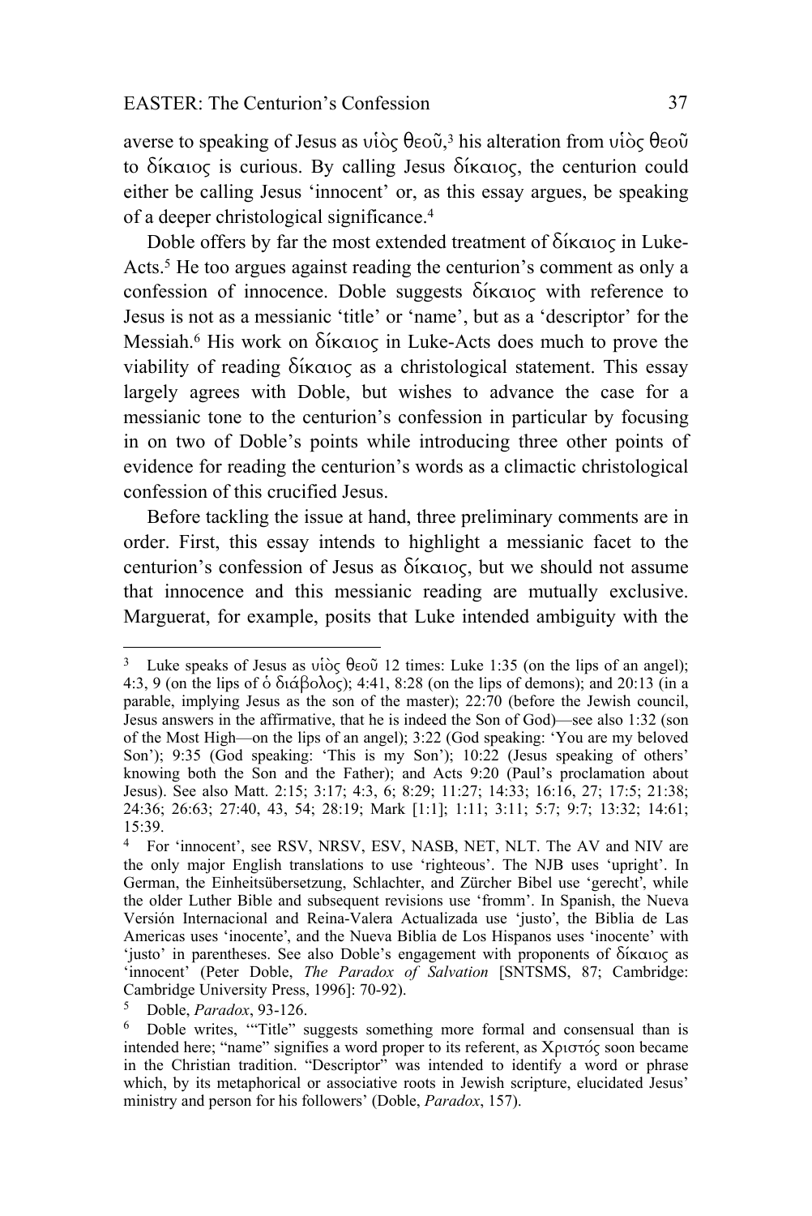averse to speaking of Jesus as υἱὸς θεοῦ,[3] his alteration from υἱὸς θεοῦ to δίκαιος is curious. By calling Jesus δίκαιος, the centurion could either be calling Jesus 'innocent' or, as this essay argues, be speaking of a deeper christological significance.[4]

Doble offers by far the most extended treatment of δίκαιος in Luke-Acts.[5] He too argues against reading the centurion's comment as only a confession of innocence. Doble suggests δίκαιος with reference to Jesus is not as a messianic 'title' or 'name', but as a 'descriptor' for the Messiah.[6] His work on δίκαιος in Luke-Acts does much to prove the viability of reading δίκαιος as a christological statement. This essay largely agrees with Doble, but wishes to advance the case for a messianic tone to the centurion's confession in particular by focusing in on two of Doble's points while introducing three other points of evidence for reading the centurion's words as a climactic christological confession of this crucified Jesus.

Before tackling the issue at hand, three preliminary comments are in order. First, this essay intends to highlight a messianic facet to the centurion's confession of Jesus as δίκαιος, but we should not assume that innocence and this messianic reading are mutually exclusive. Marguerat, for example, posits that Luke intended ambiguity with the

---

[3] Luke speaks of Jesus as υἱὸς θεοῦ 12 times: Luke 1:35 (on the lips of an angel); 4:3, 9 (on the lips of ὁ διάβολος); 4:41, 8:28 (on the lips of demons); and 20:13 (in a parable, implying Jesus as the son of the master); 22:70 (before the Jewish council, Jesus answers in the affirmative, that he is indeed the Son of God)—see also 1:32 (son of the Most High—on the lips of an angel); 3:22 (God speaking: 'You are my beloved Son'); 9:35 (God speaking: 'This is my Son'); 10:22 (Jesus speaking of others' knowing both the Son and the Father); and Acts 9:20 (Paul's proclamation about Jesus). See also Matt. 2:15; 3:17; 4:3, 6; 8:29; 11:27; 14:33; 16:16, 27; 17:5; 21:38; 24:36; 26:63; 27:40, 43, 54; 28:19; Mark [1:1]; 1:11; 3:11; 5:7; 9:7; 13:32; 14:61; 15:39.

[4] For 'innocent', see RSV, NRSV, ESV, NASB, NET, NLT. The AV and NIV are the only major English translations to use 'righteous'. The NJB uses 'upright'. In German, the Einheitsübersetzung, Schlachter, and Zürcher Bibel use 'gerecht', while the older Luther Bible and subsequent revisions use 'fromm'. In Spanish, the Nueva Versión Internacional and Reina-Valera Actualizada use 'justo', the Biblia de Las Americas uses 'inocente', and the Nueva Biblia de Los Hispanos uses 'inocente' with 'justo' in parentheses. See also Doble's engagement with proponents of δίκαιος as 'innocent' (Peter Doble, *The Paradox of Salvation* [SNTSMS, 87; Cambridge: Cambridge University Press, 1996]: 70-92).

[5] Doble, *Paradox*, 93-126.

[6] Doble writes, '"Title" suggests something more formal and consensual than is intended here; "name" signifies a word proper to its referent, as Χριστός soon became in the Christian tradition. "Descriptor" was intended to identify a word or phrase which, by its metaphorical or associative roots in Jewish scripture, elucidated Jesus' ministry and person for his followers' (Doble, *Paradox*, 157).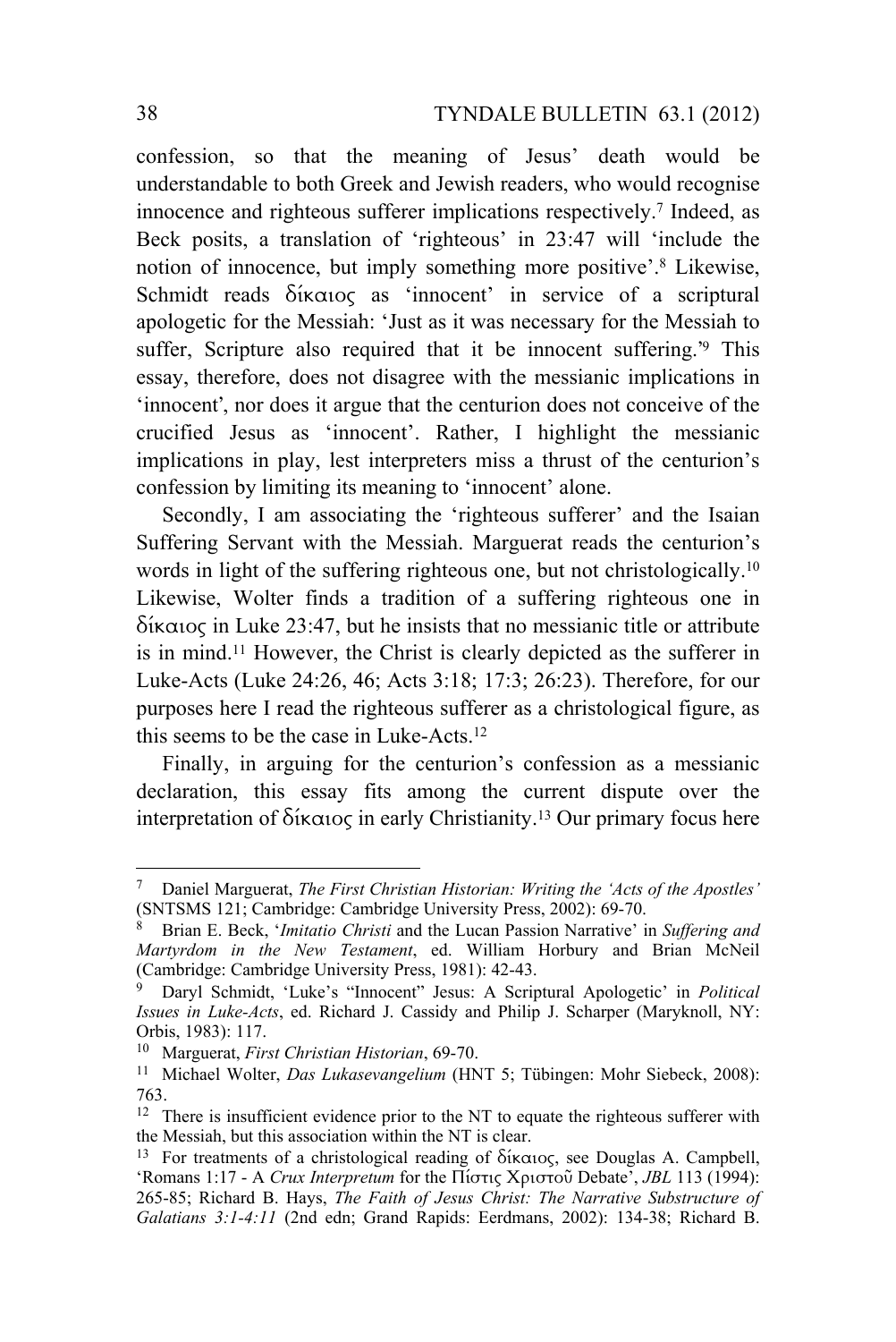confession, so that the meaning of Jesus' death would be understandable to both Greek and Jewish readers, who would recognise innocence and righteous sufferer implications respectively.[7] Indeed, as Beck posits, a translation of 'righteous' in 23:47 will 'include the notion of innocence, but imply something more positive'.[8] Likewise, Schmidt reads δίκαιος as 'innocent' in service of a scriptural apologetic for the Messiah: 'Just as it was necessary for the Messiah to suffer, Scripture also required that it be innocent suffering.'[9] This essay, therefore, does not disagree with the messianic implications in 'innocent', nor does it argue that the centurion does not conceive of the crucified Jesus as 'innocent'. Rather, I highlight the messianic implications in play, lest interpreters miss a thrust of the centurion's confession by limiting its meaning to 'innocent' alone.

Secondly, I am associating the 'righteous sufferer' and the Isaian Suffering Servant with the Messiah. Marguerat reads the centurion's words in light of the suffering righteous one, but not christologically.[10] Likewise, Wolter finds a tradition of a suffering righteous one in δίκαιος in Luke 23:47, but he insists that no messianic title or attribute is in mind.[11] However, the Christ is clearly depicted as the sufferer in Luke-Acts (Luke 24:26, 46; Acts 3:18; 17:3; 26:23). Therefore, for our purposes here I read the righteous sufferer as a christological figure, as this seems to be the case in Luke-Acts.[12]

Finally, in arguing for the centurion's confession as a messianic declaration, this essay fits among the current dispute over the interpretation of δίκαιος in early Christianity.[13] Our primary focus here

---

[7] Daniel Marguerat, *The First Christian Historian: Writing the 'Acts of the Apostles'* (SNTSMS 121; Cambridge: Cambridge University Press, 2002): 69-70.

[8] Brian E. Beck, '*Imitatio Christi* and the Lucan Passion Narrative' in *Suffering and Martyrdom in the New Testament*, ed. William Horbury and Brian McNeil (Cambridge: Cambridge University Press, 1981): 42-43.

[9] Daryl Schmidt, 'Luke's "Innocent" Jesus: A Scriptural Apologetic' in *Political Issues in Luke-Acts*, ed. Richard J. Cassidy and Philip J. Scharper (Maryknoll, NY: Orbis, 1983): 117.

[10] Marguerat, *First Christian Historian*, 69-70.

[11] Michael Wolter, *Das Lukasevangelium* (HNT 5; Tübingen: Mohr Siebeck, 2008): 763.

[12] There is insufficient evidence prior to the NT to equate the righteous sufferer with the Messiah, but this association within the NT is clear.

[13] For treatments of a christological reading of δίκαιος, see Douglas A. Campbell, 'Romans 1:17 - A *Crux Interpretum* for the Πίστις Χριστοῦ Debate', *JBL* 113 (1994): 265-85; Richard B. Hays, *The Faith of Jesus Christ: The Narrative Substructure of Galatians 3:1-4:11* (2nd edn; Grand Rapids: Eerdmans, 2002): 134-38; Richard B.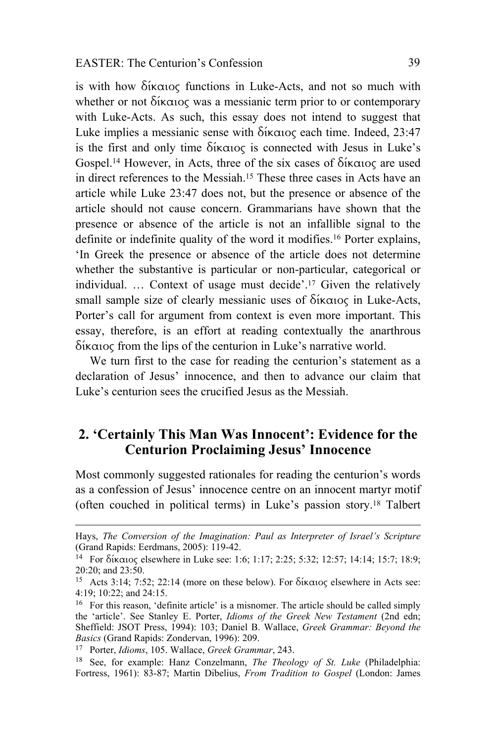is with how δίκαιος functions in Luke-Acts, and not so much with whether or not δίκαιος was a messianic term prior to or contemporary with Luke-Acts. As such, this essay does not intend to suggest that Luke implies a messianic sense with δίκαιος each time. Indeed, 23:47 is the first and only time δίκαιος is connected with Jesus in Luke's Gospel.[14] However, in Acts, three of the six cases of δίκαιος are used in direct references to the Messiah.[15] These three cases in Acts have an article while Luke 23:47 does not, but the presence or absence of the article should not cause concern. Grammarians have shown that the presence or absence of the article is not an infallible signal to the definite or indefinite quality of the word it modifies.[16] Porter explains, 'In Greek the presence or absence of the article does not determine whether the substantive is particular or non-particular, categorical or individual. … Context of usage must decide'.[17] Given the relatively small sample size of clearly messianic uses of δίκαιος in Luke-Acts, Porter's call for argument from context is even more important. This essay, therefore, is an effort at reading contextually the anarthrous δίκαιος from the lips of the centurion in Luke's narrative world.

We turn first to the case for reading the centurion's statement as a declaration of Jesus' innocence, and then to advance our claim that Luke's centurion sees the crucified Jesus as the Messiah.

## 2. 'Certainly This Man Was Innocent': Evidence for the Centurion Proclaiming Jesus' Innocence

Most commonly suggested rationales for reading the centurion's words as a confession of Jesus' innocence centre on an innocent martyr motif (often couched in political terms) in Luke's passion story.[18] Talbert

---

Hays, *The Conversion of the Imagination: Paul as Interpreter of Israel's Scripture* (Grand Rapids: Eerdmans, 2005): 119-42.

[14] For δίκαιος elsewhere in Luke see: 1:6; 1:17; 2:25; 5:32; 12:57; 14:14; 15:7; 18:9; 20:20; and 23:50.

[15] Acts 3:14; 7:52; 22:14 (more on these below). For δίκαιος elsewhere in Acts see: 4:19; 10:22; and 24:15.

[16] For this reason, 'definite article' is a misnomer. The article should be called simply the 'article'. See Stanley E. Porter, *Idioms of the Greek New Testament* (2nd edn; Sheffield: JSOT Press, 1994): 103; Daniel B. Wallace, *Greek Grammar: Beyond the Basics* (Grand Rapids: Zondervan, 1996): 209.

[17] Porter, *Idioms*, 105. Wallace, *Greek Grammar*, 243.

[18] See, for example: Hanz Conzelmann, *The Theology of St. Luke* (Philadelphia: Fortress, 1961): 83-87; Martin Dibelius, *From Tradition to Gospel* (London: James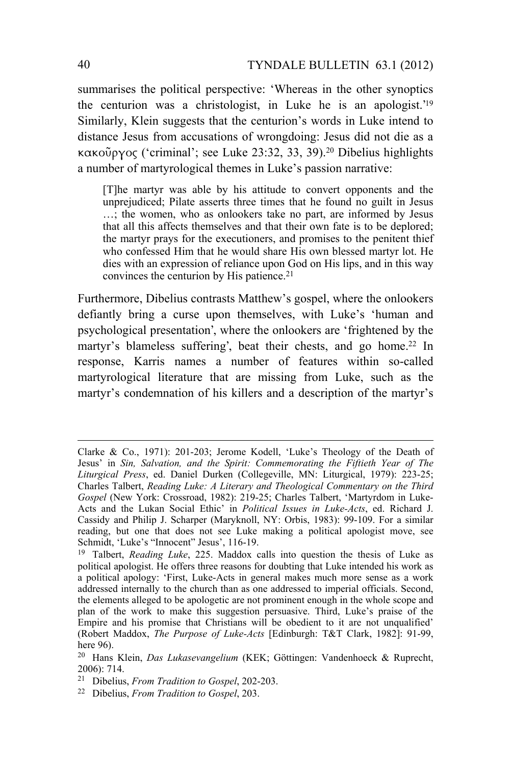summarises the political perspective: 'Whereas in the other synoptics the centurion was a christologist, in Luke he is an apologist.'[19] Similarly, Klein suggests that the centurion's words in Luke intend to distance Jesus from accusations of wrongdoing: Jesus did not die as a κακοῦργος ('criminal'; see Luke 23:32, 33, 39).[20] Dibelius highlights a number of martyrological themes in Luke's passion narrative:

> [T]he martyr was able by his attitude to convert opponents and the unprejudiced; Pilate asserts three times that he found no guilt in Jesus …; the women, who as onlookers take no part, are informed by Jesus that all this affects themselves and that their own fate is to be deplored; the martyr prays for the executioners, and promises to the penitent thief who confessed Him that he would share His own blessed martyr lot. He dies with an expression of reliance upon God on His lips, and in this way convinces the centurion by His patience.[21]

Furthermore, Dibelius contrasts Matthew's gospel, where the onlookers defiantly bring a curse upon themselves, with Luke's 'human and psychological presentation', where the onlookers are 'frightened by the martyr's blameless suffering', beat their chests, and go home.[22] In response, Karris names a number of features within so-called martyrological literature that are missing from Luke, such as the martyr's condemnation of his killers and a description of the martyr's

---

Clarke & Co., 1971): 201-203; Jerome Kodell, 'Luke's Theology of the Death of Jesus' in *Sin, Salvation, and the Spirit: Commemorating the Fiftieth Year of The Liturgical Press*, ed. Daniel Durken (Collegeville, MN: Liturgical, 1979): 223-25; Charles Talbert, *Reading Luke: A Literary and Theological Commentary on the Third Gospel* (New York: Crossroad, 1982): 219-25; Charles Talbert, 'Martyrdom in Luke-Acts and the Lukan Social Ethic' in *Political Issues in Luke-Acts*, ed. Richard J. Cassidy and Philip J. Scharper (Maryknoll, NY: Orbis, 1983): 99-109. For a similar reading, but one that does not see Luke making a political apologist move, see Schmidt, 'Luke's "Innocent" Jesus', 116-19.

[19] Talbert, *Reading Luke*, 225. Maddox calls into question the thesis of Luke as political apologist. He offers three reasons for doubting that Luke intended his work as a political apology: 'First, Luke-Acts in general makes much more sense as a work addressed internally to the church than as one addressed to imperial officials. Second, the elements alleged to be apologetic are not prominent enough in the whole scope and plan of the work to make this suggestion persuasive. Third, Luke's praise of the Empire and his promise that Christians will be obedient to it are not unqualified' (Robert Maddox, *The Purpose of Luke-Acts* [Edinburgh: T&T Clark, 1982]: 91-99, here 96).

[20] Hans Klein, *Das Lukasevangelium* (KEK; Göttingen: Vandenhoeck & Ruprecht, 2006): 714.

[21] Dibelius, *From Tradition to Gospel*, 202-203.

[22] Dibelius, *From Tradition to Gospel*, 203.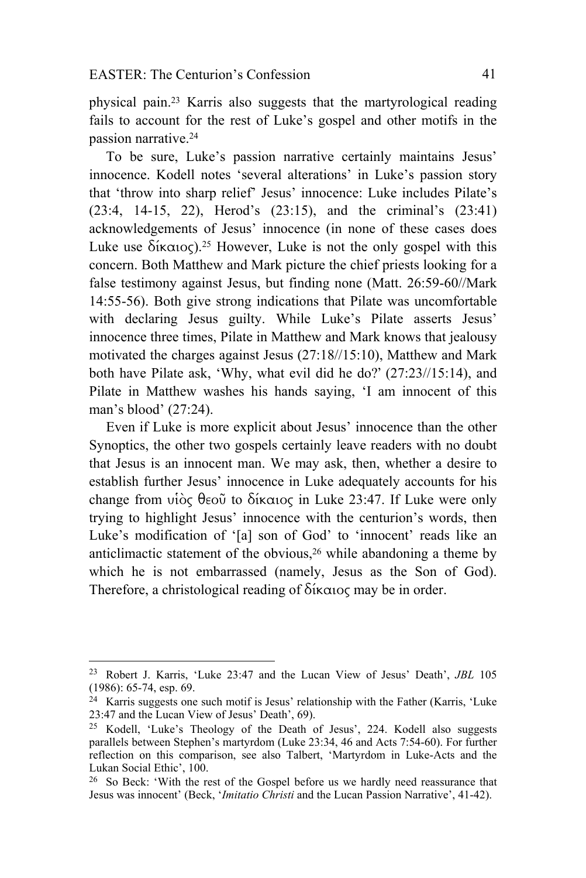physical pain.[23] Karris also suggests that the martyrological reading fails to account for the rest of Luke's gospel and other motifs in the passion narrative.[24]

To be sure, Luke's passion narrative certainly maintains Jesus' innocence. Kodell notes 'several alterations' in Luke's passion story that 'throw into sharp relief' Jesus' innocence: Luke includes Pilate's (23:4, 14-15, 22), Herod's (23:15), and the criminal's (23:41) acknowledgements of Jesus' innocence (in none of these cases does Luke use δίκαιος).[25] However, Luke is not the only gospel with this concern. Both Matthew and Mark picture the chief priests looking for a false testimony against Jesus, but finding none (Matt. 26:59-60//Mark 14:55-56). Both give strong indications that Pilate was uncomfortable with declaring Jesus guilty. While Luke's Pilate asserts Jesus' innocence three times, Pilate in Matthew and Mark knows that jealousy motivated the charges against Jesus (27:18//15:10), Matthew and Mark both have Pilate ask, 'Why, what evil did he do?' (27:23//15:14), and Pilate in Matthew washes his hands saying, 'I am innocent of this man's blood' (27:24).

Even if Luke is more explicit about Jesus' innocence than the other Synoptics, the other two gospels certainly leave readers with no doubt that Jesus is an innocent man. We may ask, then, whether a desire to establish further Jesus' innocence in Luke adequately accounts for his change from υἱὸς θεοῦ to δίκαιος in Luke 23:47. If Luke were only trying to highlight Jesus' innocence with the centurion's words, then Luke's modification of '[a] son of God' to 'innocent' reads like an anticlimactic statement of the obvious,[26] while abandoning a theme by which he is not embarrassed (namely, Jesus as the Son of God). Therefore, a christological reading of δίκαιος may be in order.

---

[23] Robert J. Karris, 'Luke 23:47 and the Lucan View of Jesus' Death', *JBL* 105 (1986): 65-74, esp. 69.

[24] Karris suggests one such motif is Jesus' relationship with the Father (Karris, 'Luke 23:47 and the Lucan View of Jesus' Death', 69).

[25] Kodell, 'Luke's Theology of the Death of Jesus', 224. Kodell also suggests parallels between Stephen's martyrdom (Luke 23:34, 46 and Acts 7:54-60). For further reflection on this comparison, see also Talbert, 'Martyrdom in Luke-Acts and the Lukan Social Ethic', 100.

[26] So Beck: 'With the rest of the Gospel before us we hardly need reassurance that Jesus was innocent' (Beck, '*Imitatio Christi* and the Lucan Passion Narrative', 41-42).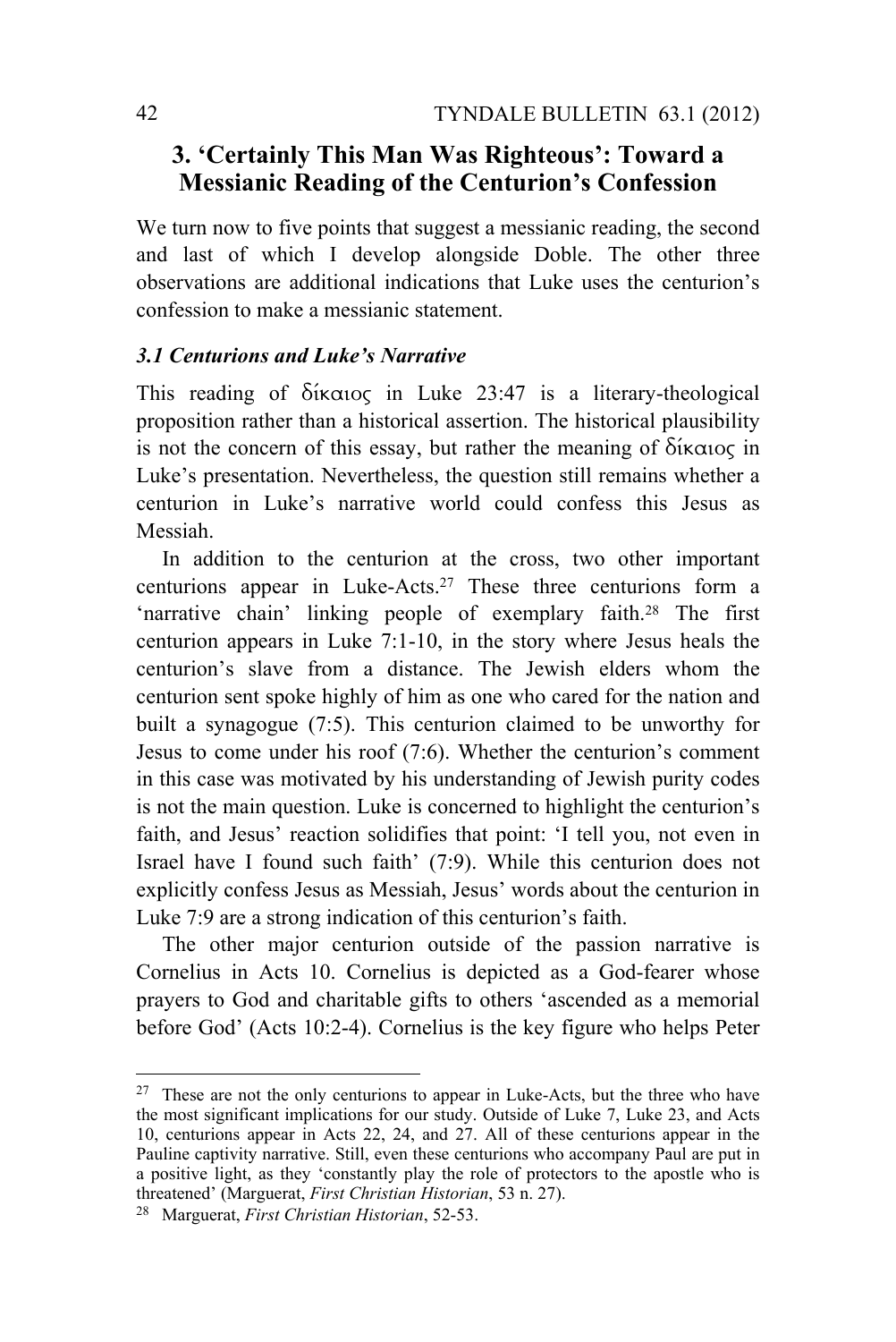## 3. 'Certainly This Man Was Righteous': Toward a Messianic Reading of the Centurion's Confession

We turn now to five points that suggest a messianic reading, the second and last of which I develop alongside Doble. The other three observations are additional indications that Luke uses the centurion's confession to make a messianic statement.

### *3.1 Centurions and Luke's Narrative*

This reading of δίκαιος in Luke 23:47 is a literary-theological proposition rather than a historical assertion. The historical plausibility is not the concern of this essay, but rather the meaning of δίκαιος in Luke's presentation. Nevertheless, the question still remains whether a centurion in Luke's narrative world could confess this Jesus as Messiah.

In addition to the centurion at the cross, two other important centurions appear in Luke-Acts.[27] These three centurions form a 'narrative chain' linking people of exemplary faith.[28] The first centurion appears in Luke 7:1-10, in the story where Jesus heals the centurion's slave from a distance. The Jewish elders whom the centurion sent spoke highly of him as one who cared for the nation and built a synagogue (7:5). This centurion claimed to be unworthy for Jesus to come under his roof (7:6). Whether the centurion's comment in this case was motivated by his understanding of Jewish purity codes is not the main question. Luke is concerned to highlight the centurion's faith, and Jesus' reaction solidifies that point: 'I tell you, not even in Israel have I found such faith' (7:9). While this centurion does not explicitly confess Jesus as Messiah, Jesus' words about the centurion in Luke 7:9 are a strong indication of this centurion's faith.

The other major centurion outside of the passion narrative is Cornelius in Acts 10. Cornelius is depicted as a God-fearer whose prayers to God and charitable gifts to others 'ascended as a memorial before God' (Acts 10:2-4). Cornelius is the key figure who helps Peter

---

[27] These are not the only centurions to appear in Luke-Acts, but the three who have the most significant implications for our study. Outside of Luke 7, Luke 23, and Acts 10, centurions appear in Acts 22, 24, and 27. All of these centurions appear in the Pauline captivity narrative. Still, even these centurions who accompany Paul are put in a positive light, as they 'constantly play the role of protectors to the apostle who is threatened' (Marguerat, *First Christian Historian*, 53 n. 27).

[28] Marguerat, *First Christian Historian*, 52-53.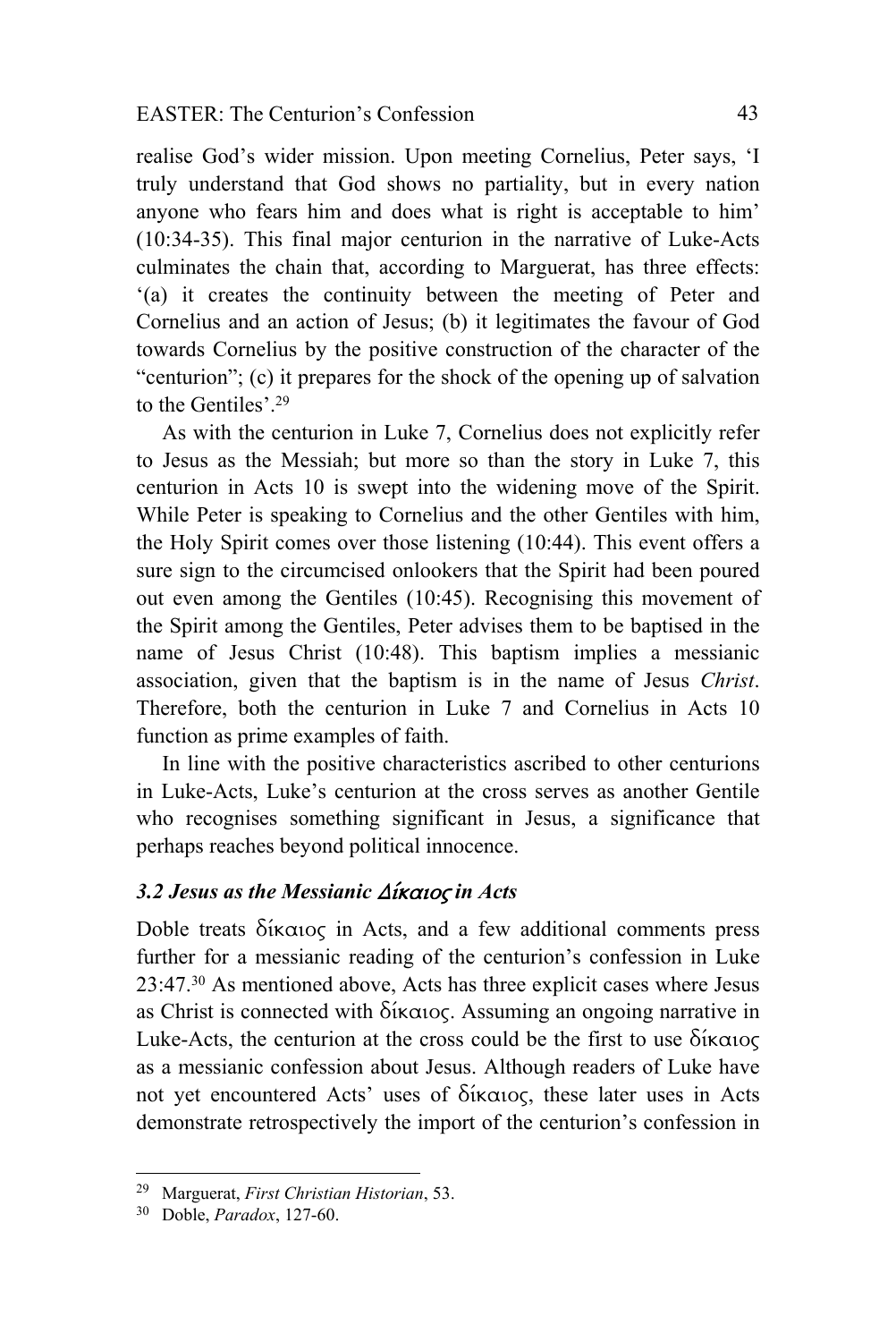realise God's wider mission. Upon meeting Cornelius, Peter says, 'I truly understand that God shows no partiality, but in every nation anyone who fears him and does what is right is acceptable to him' (10:34-35). This final major centurion in the narrative of Luke-Acts culminates the chain that, according to Marguerat, has three effects: '(a) it creates the continuity between the meeting of Peter and Cornelius and an action of Jesus; (b) it legitimates the favour of God towards Cornelius by the positive construction of the character of the "centurion"; (c) it prepares for the shock of the opening up of salvation to the Gentiles'.[29]

As with the centurion in Luke 7, Cornelius does not explicitly refer to Jesus as the Messiah; but more so than the story in Luke 7, this centurion in Acts 10 is swept into the widening move of the Spirit. While Peter is speaking to Cornelius and the other Gentiles with him, the Holy Spirit comes over those listening (10:44). This event offers a sure sign to the circumcised onlookers that the Spirit had been poured out even among the Gentiles (10:45). Recognising this movement of the Spirit among the Gentiles, Peter advises them to be baptised in the name of Jesus Christ (10:48). This baptism implies a messianic association, given that the baptism is in the name of Jesus *Christ*. Therefore, both the centurion in Luke 7 and Cornelius in Acts 10 function as prime examples of faith.

In line with the positive characteristics ascribed to other centurions in Luke-Acts, Luke's centurion at the cross serves as another Gentile who recognises something significant in Jesus, a significance that perhaps reaches beyond political innocence.

### *3.2 Jesus as the Messianic Δίκαιος in Acts*

Doble treats δίκαιος in Acts, and a few additional comments press further for a messianic reading of the centurion's confession in Luke 23:47.[30] As mentioned above, Acts has three explicit cases where Jesus as Christ is connected with δίκαιος. Assuming an ongoing narrative in Luke-Acts, the centurion at the cross could be the first to use δίκαιος as a messianic confession about Jesus. Although readers of Luke have not yet encountered Acts' uses of δίκαιος, these later uses in Acts demonstrate retrospectively the import of the centurion's confession in

---

[29] Marguerat, *First Christian Historian*, 53.

[30] Doble, *Paradox*, 127-60.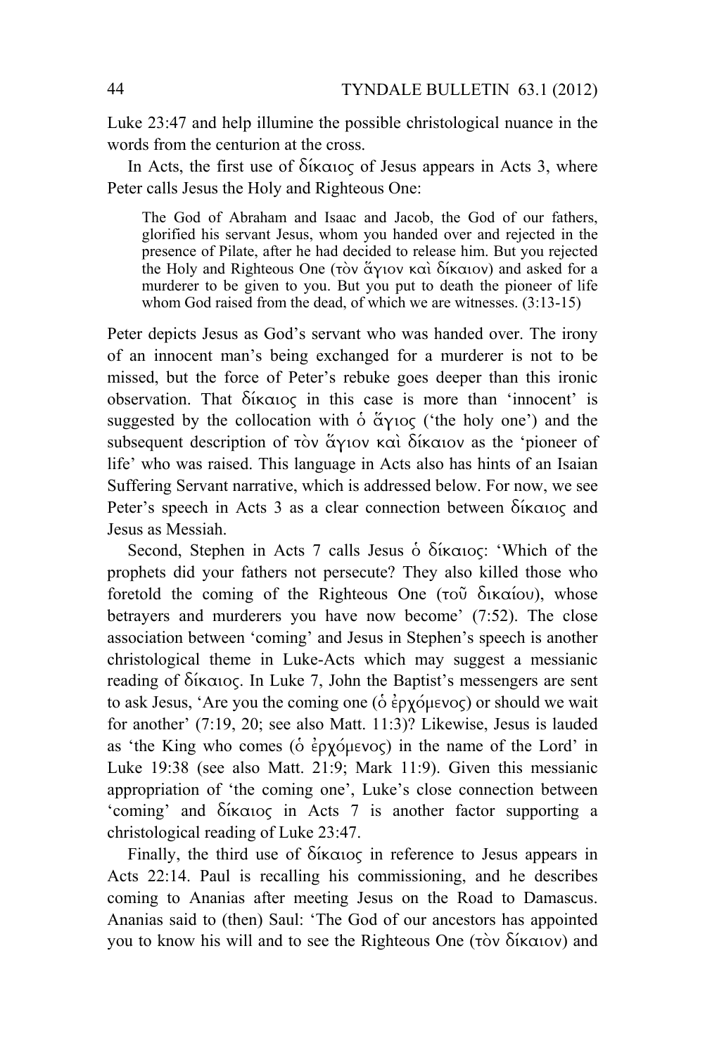Luke 23:47 and help illumine the possible christological nuance in the words from the centurion at the cross.

In Acts, the first use of δίκαιος of Jesus appears in Acts 3, where Peter calls Jesus the Holy and Righteous One:

> The God of Abraham and Isaac and Jacob, the God of our fathers, glorified his servant Jesus, whom you handed over and rejected in the presence of Pilate, after he had decided to release him. But you rejected the Holy and Righteous One (τὸν ἅγιον καὶ δίκαιον) and asked for a murderer to be given to you. But you put to death the pioneer of life whom God raised from the dead, of which we are witnesses. (3:13-15)

Peter depicts Jesus as God's servant who was handed over. The irony of an innocent man's being exchanged for a murderer is not to be missed, but the force of Peter's rebuke goes deeper than this ironic observation. That δίκαιος in this case is more than 'innocent' is suggested by the collocation with ὁ ἅγιος ('the holy one') and the subsequent description of τὸν ἅγιον καὶ δίκαιον as the 'pioneer of life' who was raised. This language in Acts also has hints of an Isaian Suffering Servant narrative, which is addressed below. For now, we see Peter's speech in Acts 3 as a clear connection between δίκαιος and Jesus as Messiah.

Second, Stephen in Acts 7 calls Jesus ὁ δίκαιος: 'Which of the prophets did your fathers not persecute? They also killed those who foretold the coming of the Righteous One (τοῦ δικαίου), whose betrayers and murderers you have now become' (7:52). The close association between 'coming' and Jesus in Stephen's speech is another christological theme in Luke-Acts which may suggest a messianic reading of δίκαιος. In Luke 7, John the Baptist's messengers are sent to ask Jesus, 'Are you the coming one (ὁ ἐρχόμενος) or should we wait for another' (7:19, 20; see also Matt. 11:3)? Likewise, Jesus is lauded as 'the King who comes (ὁ ἐρχόμενος) in the name of the Lord' in Luke 19:38 (see also Matt. 21:9; Mark 11:9). Given this messianic appropriation of 'the coming one', Luke's close connection between 'coming' and δίκαιος in Acts 7 is another factor supporting a christological reading of Luke 23:47.

Finally, the third use of δίκαιος in reference to Jesus appears in Acts 22:14. Paul is recalling his commissioning, and he describes coming to Ananias after meeting Jesus on the Road to Damascus. Ananias said to (then) Saul: 'The God of our ancestors has appointed you to know his will and to see the Righteous One (τὸν δίκαιον) and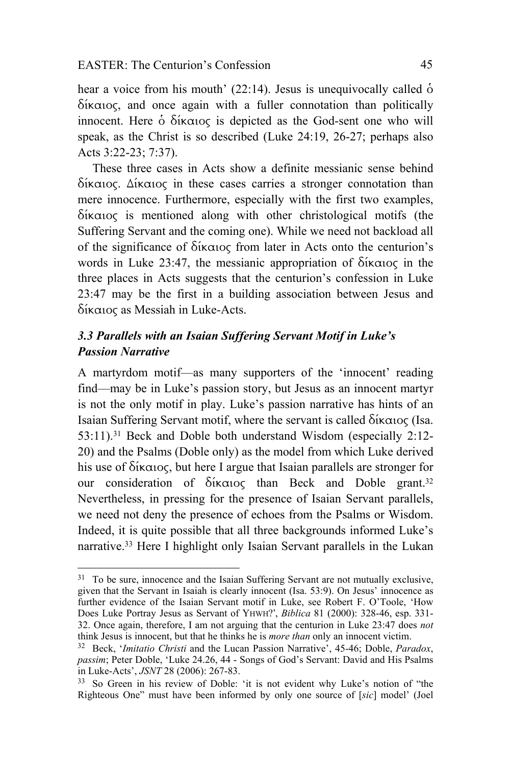hear a voice from his mouth' (22:14). Jesus is unequivocally called ὁ δίκαιος, and once again with a fuller connotation than politically innocent. Here ὁ δίκαιος is depicted as the God-sent one who will speak, as the Christ is so described (Luke 24:19, 26-27; perhaps also Acts 3:22-23; 7:37).

These three cases in Acts show a definite messianic sense behind δίκαιος. Δίκαιος in these cases carries a stronger connotation than mere innocence. Furthermore, especially with the first two examples, δίκαιος is mentioned along with other christological motifs (the Suffering Servant and the coming one). While we need not backload all of the significance of δίκαιος from later in Acts onto the centurion's words in Luke 23:47, the messianic appropriation of δίκαιος in the three places in Acts suggests that the centurion's confession in Luke 23:47 may be the first in a building association between Jesus and δίκαιος as Messiah in Luke-Acts.

### *3.3 Parallels with an Isaian Suffering Servant Motif in Luke's Passion Narrative*

A martyrdom motif—as many supporters of the 'innocent' reading find—may be in Luke's passion story, but Jesus as an innocent martyr is not the only motif in play. Luke's passion narrative has hints of an Isaian Suffering Servant motif, where the servant is called δίκαιος (Isa. 53:11).[31] Beck and Doble both understand Wisdom (especially 2:12-20) and the Psalms (Doble only) as the model from which Luke derived his use of δίκαιος, but here I argue that Isaian parallels are stronger for our consideration of δίκαιος than Beck and Doble grant.[32] Nevertheless, in pressing for the presence of Isaian Servant parallels, we need not deny the presence of echoes from the Psalms or Wisdom. Indeed, it is quite possible that all three backgrounds informed Luke's narrative.[33] Here I highlight only Isaian Servant parallels in the Lukan

---

[31] To be sure, innocence and the Isaian Suffering Servant are not mutually exclusive, given that the Servant in Isaiah is clearly innocent (Isa. 53:9). On Jesus' innocence as further evidence of the Isaian Servant motif in Luke, see Robert F. O'Toole, 'How Does Luke Portray Jesus as Servant of YHWH?', *Biblica* 81 (2000): 328-46, esp. 331-32. Once again, therefore, I am not arguing that the centurion in Luke 23:47 does *not* think Jesus is innocent, but that he thinks he is *more than* only an innocent victim.

[32] Beck, '*Imitatio Christi* and the Lucan Passion Narrative', 45-46; Doble, *Paradox*, *passim*; Peter Doble, 'Luke 24.26, 44 - Songs of God's Servant: David and His Psalms in Luke-Acts', *JSNT* 28 (2006): 267-83.

[33] So Green in his review of Doble: 'it is not evident why Luke's notion of "the Righteous One" must have been informed by only one source of [*sic*] model' (Joel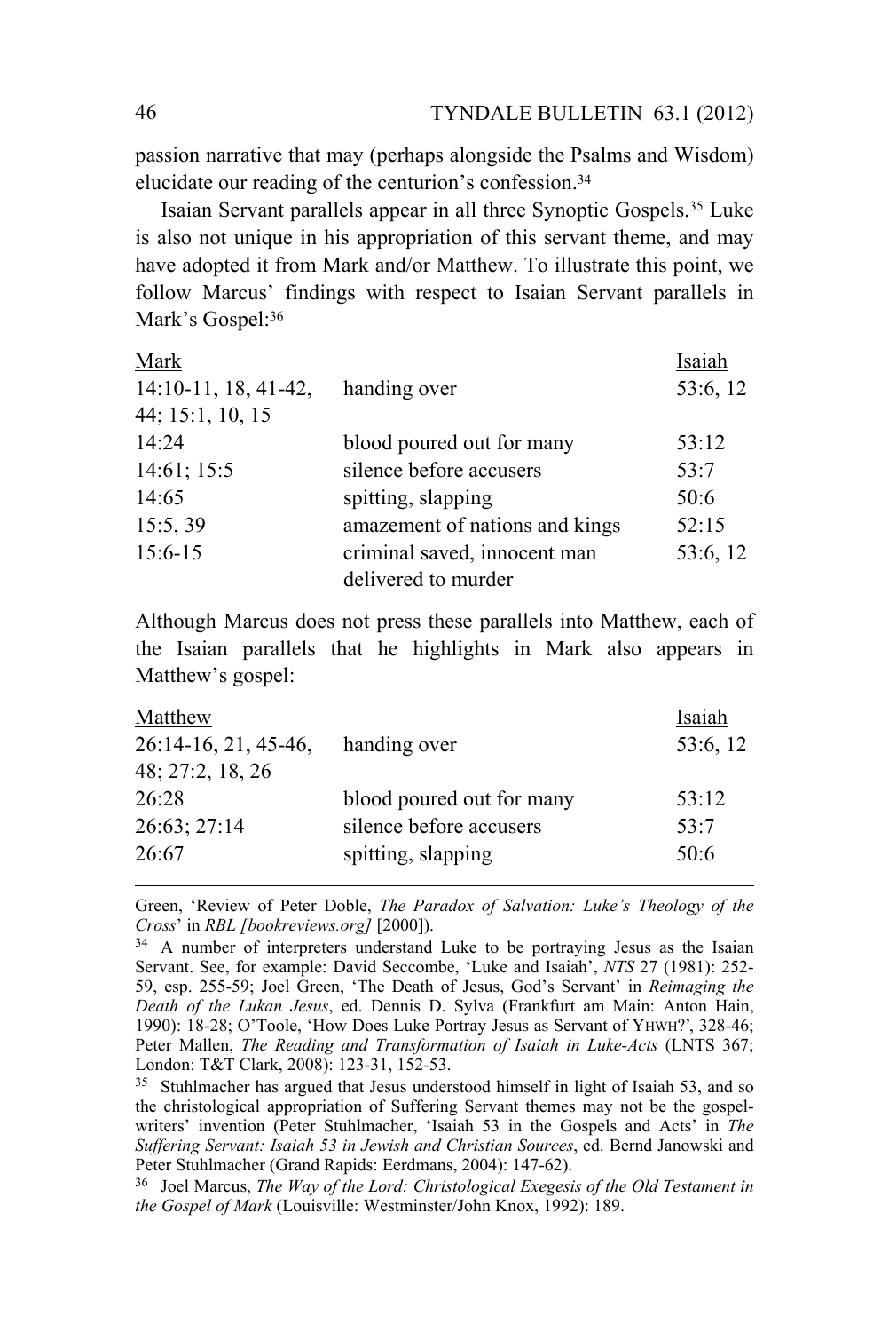passion narrative that may (perhaps alongside the Psalms and Wisdom) elucidate our reading of the centurion's confession.[34]

Isaian Servant parallels appear in all three Synoptic Gospels.[35] Luke is also not unique in his appropriation of this servant theme, and may have adopted it from Mark and/or Matthew. To illustrate this point, we follow Marcus' findings with respect to Isaian Servant parallels in Mark's Gospel:[36]

| Mark | | Isaiah |
|---|---|---|
| 14:10-11, 18, 41-42, 44; 15:1, 10, 15 | handing over | 53:6, 12 |
| 14:24 | blood poured out for many | 53:12 |
| 14:61; 15:5 | silence before accusers | 53:7 |
| 14:65 | spitting, slapping | 50:6 |
| 15:5, 39 | amazement of nations and kings | 52:15 |
| 15:6-15 | criminal saved, innocent man delivered to murder | 53:6, 12 |

Although Marcus does not press these parallels into Matthew, each of the Isaian parallels that he highlights in Mark also appears in Matthew's gospel:

| Matthew | | Isaiah |
|---|---|---|
| 26:14-16, 21, 45-46, 48; 27:2, 18, 26 | handing over | 53:6, 12 |
| 26:28 | blood poured out for many | 53:12 |
| 26:63; 27:14 | silence before accusers | 53:7 |
| 26:67 | spitting, slapping | 50:6 |

---

Green, 'Review of Peter Doble, *The Paradox of Salvation: Luke's Theology of the Cross*' in *RBL [bookreviews.org]* [2000]).

[34] A number of interpreters understand Luke to be portraying Jesus as the Isaian Servant. See, for example: David Seccombe, 'Luke and Isaiah', *NTS* 27 (1981): 252-59, esp. 255-59; Joel Green, 'The Death of Jesus, God's Servant' in *Reimaging the Death of the Lukan Jesus*, ed. Dennis D. Sylva (Frankfurt am Main: Anton Hain, 1990): 18-28; O'Toole, 'How Does Luke Portray Jesus as Servant of YHWH?', 328-46; Peter Mallen, *The Reading and Transformation of Isaiah in Luke-Acts* (LNTS 367; London: T&T Clark, 2008): 123-31, 152-53.

[35] Stuhlmacher has argued that Jesus understood himself in light of Isaiah 53, and so the christological appropriation of Suffering Servant themes may not be the gospel-writers' invention (Peter Stuhlmacher, 'Isaiah 53 in the Gospels and Acts' in *The Suffering Servant: Isaiah 53 in Jewish and Christian Sources*, ed. Bernd Janowski and Peter Stuhlmacher (Grand Rapids: Eerdmans, 2004): 147-62).

[36] Joel Marcus, *The Way of the Lord: Christological Exegesis of the Old Testament in the Gospel of Mark* (Louisville: Westminster/John Knox, 1992): 189.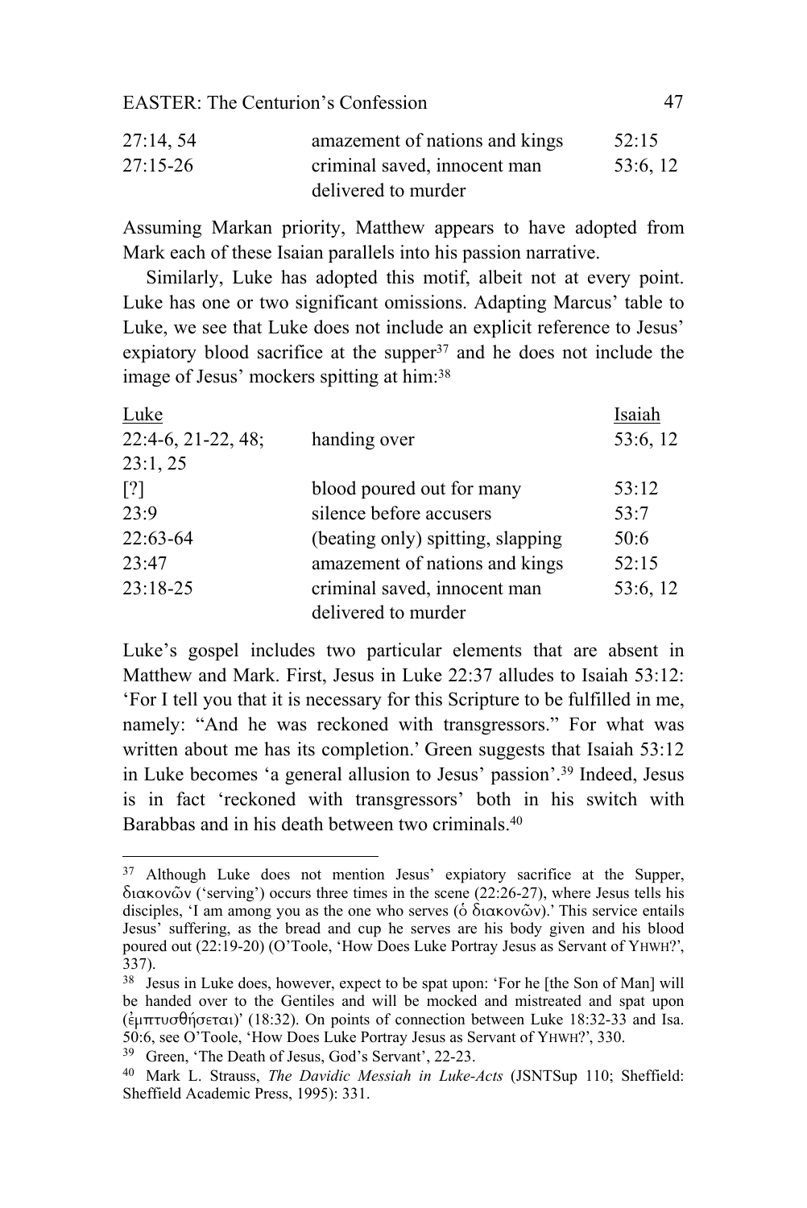| | | |
|---|---|---|
| 27:14, 54 | amazement of nations and kings | 52:15 |
| 27:15-26 | criminal saved, innocent man delivered to murder | 53:6, 12 |

Assuming Markan priority, Matthew appears to have adopted from Mark each of these Isaian parallels into his passion narrative.

Similarly, Luke has adopted this motif, albeit not at every point. Luke has one or two significant omissions. Adapting Marcus' table to Luke, we see that Luke does not include an explicit reference to Jesus' expiatory blood sacrifice at the supper[37] and he does not include the image of Jesus' mockers spitting at him:[38]

| Luke | | Isaiah |
|---|---|---|
| 22:4-6, 21-22, 48; 23:1, 25 | handing over | 53:6, 12 |
| [?] | blood poured out for many | 53:12 |
| 23:9 | silence before accusers | 53:7 |
| 22:63-64 | (beating only) spitting, slapping | 50:6 |
| 23:47 | amazement of nations and kings | 52:15 |
| 23:18-25 | criminal saved, innocent man delivered to murder | 53:6, 12 |

Luke's gospel includes two particular elements that are absent in Matthew and Mark. First, Jesus in Luke 22:37 alludes to Isaiah 53:12: 'For I tell you that it is necessary for this Scripture to be fulfilled in me, namely: "And he was reckoned with transgressors." For what was written about me has its completion.' Green suggests that Isaiah 53:12 in Luke becomes 'a general allusion to Jesus' passion'.[39] Indeed, Jesus is in fact 'reckoned with transgressors' both in his switch with Barabbas and in his death between two criminals.[40]

---

[37] Although Luke does not mention Jesus' expiatory sacrifice at the Supper, διακονῶν ('serving') occurs three times in the scene (22:26-27), where Jesus tells his disciples, 'I am among you as the one who serves (ὁ διακονῶν).' This service entails Jesus' suffering, as the bread and cup he serves are his body given and his blood poured out (22:19-20) (O'Toole, 'How Does Luke Portray Jesus as Servant of YHWH?', 337).

[38] Jesus in Luke does, however, expect to be spat upon: 'For he [the Son of Man] will be handed over to the Gentiles and will be mocked and mistreated and spat upon (ἐμπτυσθήσεται)' (18:32). On points of connection between Luke 18:32-33 and Isa. 50:6, see O'Toole, 'How Does Luke Portray Jesus as Servant of YHWH?', 330.

[39] Green, 'The Death of Jesus, God's Servant', 22-23.

[40] Mark L. Strauss, *The Davidic Messiah in Luke-Acts* (JSNTSup 110; Sheffield: Sheffield Academic Press, 1995): 331.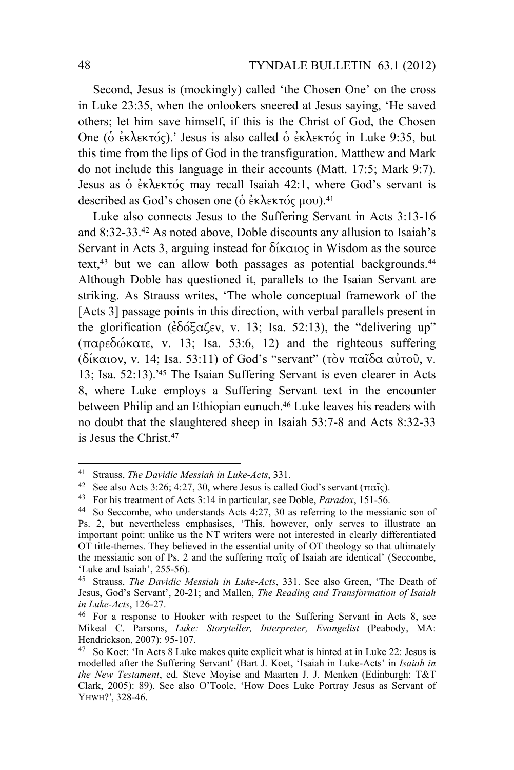Second, Jesus is (mockingly) called 'the Chosen One' on the cross in Luke 23:35, when the onlookers sneered at Jesus saying, 'He saved others; let him save himself, if this is the Christ of God, the Chosen One (ὁ ἐκλεκτός).' Jesus is also called ὁ ἐκλεκτός in Luke 9:35, but this time from the lips of God in the transfiguration. Matthew and Mark do not include this language in their accounts (Matt. 17:5; Mark 9:7). Jesus as ὁ ἐκλεκτός may recall Isaiah 42:1, where God's servant is described as God's chosen one (ὁ ἐκλεκτός μου).[41]

Luke also connects Jesus to the Suffering Servant in Acts 3:13-16 and 8:32-33.[42] As noted above, Doble discounts any allusion to Isaiah's Servant in Acts 3, arguing instead for δίκαιος in Wisdom as the source text,[43] but we can allow both passages as potential backgrounds.[44] Although Doble has questioned it, parallels to the Isaian Servant are striking. As Strauss writes, 'The whole conceptual framework of the [Acts 3] passage points in this direction, with verbal parallels present in the glorification (ἐδόξαζεν, v. 13; Isa. 52:13), the "delivering up" (παρεδώκατε, v. 13; Isa. 53:6, 12) and the righteous suffering (δίκαιον, v. 14; Isa. 53:11) of God's "servant" (τὸν παῖδα αὐτοῦ, v. 13; Isa. 52:13).'[45] The Isaian Suffering Servant is even clearer in Acts 8, where Luke employs a Suffering Servant text in the encounter between Philip and an Ethiopian eunuch.[46] Luke leaves his readers with no doubt that the slaughtered sheep in Isaiah 53:7-8 and Acts 8:32-33 is Jesus the Christ.[47]

---

[41] Strauss, *The Davidic Messiah in Luke-Acts*, 331.

[42] See also Acts 3:26; 4:27, 30, where Jesus is called God's servant (παῖς).

[43] For his treatment of Acts 3:14 in particular, see Doble, *Paradox*, 151-56.

[44] So Seccombe, who understands Acts 4:27, 30 as referring to the messianic son of Ps. 2, but nevertheless emphasises, 'This, however, only serves to illustrate an important point: unlike us the NT writers were not interested in clearly differentiated OT title-themes. They believed in the essential unity of OT theology so that ultimately the messianic son of Ps. 2 and the suffering παῖς of Isaiah are identical' (Seccombe, 'Luke and Isaiah', 255-56).

[45] Strauss, *The Davidic Messiah in Luke-Acts*, 331. See also Green, 'The Death of Jesus, God's Servant', 20-21; and Mallen, *The Reading and Transformation of Isaiah in Luke-Acts*, 126-27.

[46] For a response to Hooker with respect to the Suffering Servant in Acts 8, see Mikeal C. Parsons, *Luke: Storyteller, Interpreter, Evangelist* (Peabody, MA: Hendrickson, 2007): 95-107.

[47] So Koet: 'In Acts 8 Luke makes quite explicit what is hinted at in Luke 22: Jesus is modelled after the Suffering Servant' (Bart J. Koet, 'Isaiah in Luke-Acts' in *Isaiah in the New Testament*, ed. Steve Moyise and Maarten J. J. Menken (Edinburgh: T&T Clark, 2005): 89). See also O'Toole, 'How Does Luke Portray Jesus as Servant of YHWH?', 328-46.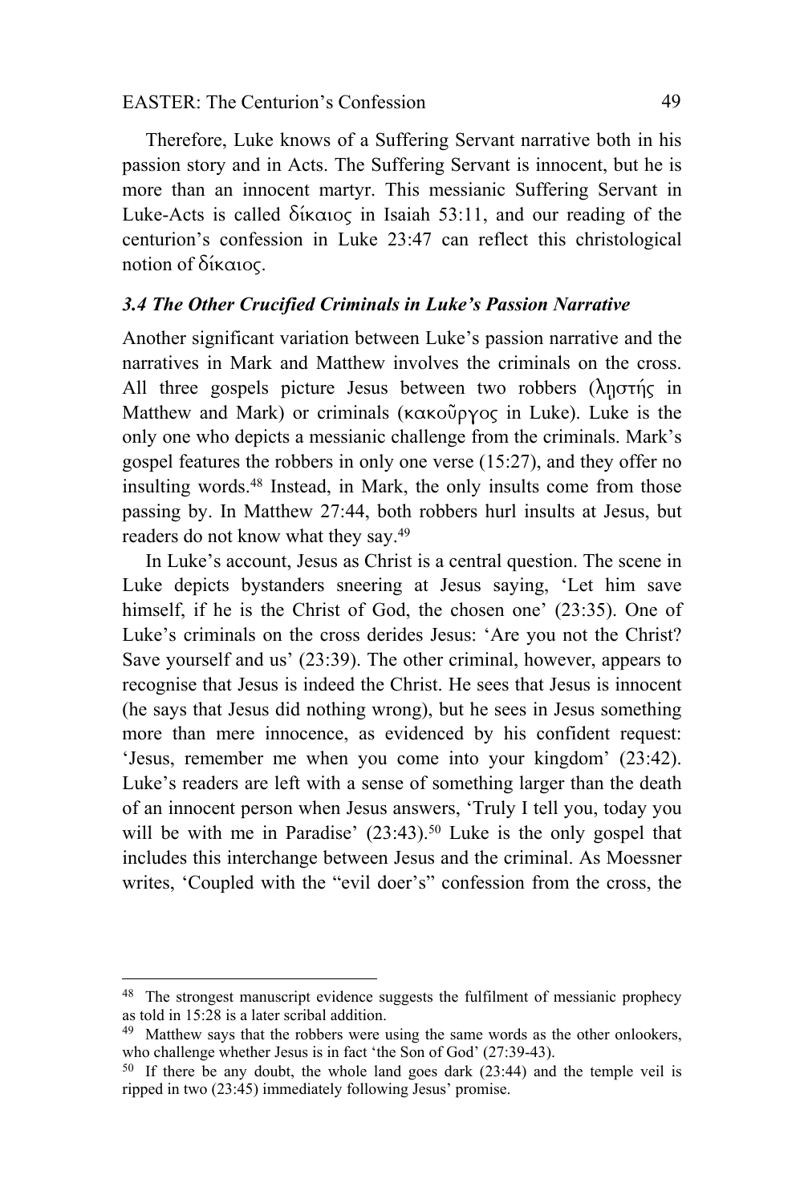Therefore, Luke knows of a Suffering Servant narrative both in his passion story and in Acts. The Suffering Servant is innocent, but he is more than an innocent martyr. This messianic Suffering Servant in Luke-Acts is called δίκαιος in Isaiah 53:11, and our reading of the centurion's confession in Luke 23:47 can reflect this christological notion of δίκαιος.

### *3.4 The Other Crucified Criminals in Luke's Passion Narrative*

Another significant variation between Luke's passion narrative and the narratives in Mark and Matthew involves the criminals on the cross. All three gospels picture Jesus between two robbers (ληστής in Matthew and Mark) or criminals (κακοῦργος in Luke). Luke is the only one who depicts a messianic challenge from the criminals. Mark's gospel features the robbers in only one verse (15:27), and they offer no insulting words.[48] Instead, in Mark, the only insults come from those passing by. In Matthew 27:44, both robbers hurl insults at Jesus, but readers do not know what they say.[49]

In Luke's account, Jesus as Christ is a central question. The scene in Luke depicts bystanders sneering at Jesus saying, 'Let him save himself, if he is the Christ of God, the chosen one' (23:35). One of Luke's criminals on the cross derides Jesus: 'Are you not the Christ? Save yourself and us' (23:39). The other criminal, however, appears to recognise that Jesus is indeed the Christ. He sees that Jesus is innocent (he says that Jesus did nothing wrong), but he sees in Jesus something more than mere innocence, as evidenced by his confident request: 'Jesus, remember me when you come into your kingdom' (23:42). Luke's readers are left with a sense of something larger than the death of an innocent person when Jesus answers, 'Truly I tell you, today you will be with me in Paradise' (23:43).[50] Luke is the only gospel that includes this interchange between Jesus and the criminal. As Moessner writes, 'Coupled with the "evil doer's" confession from the cross, the

---

[48] The strongest manuscript evidence suggests the fulfilment of messianic prophecy as told in 15:28 is a later scribal addition.

[49] Matthew says that the robbers were using the same words as the other onlookers, who challenge whether Jesus is in fact 'the Son of God' (27:39-43).

[50] If there be any doubt, the whole land goes dark (23:44) and the temple veil is ripped in two (23:45) immediately following Jesus' promise.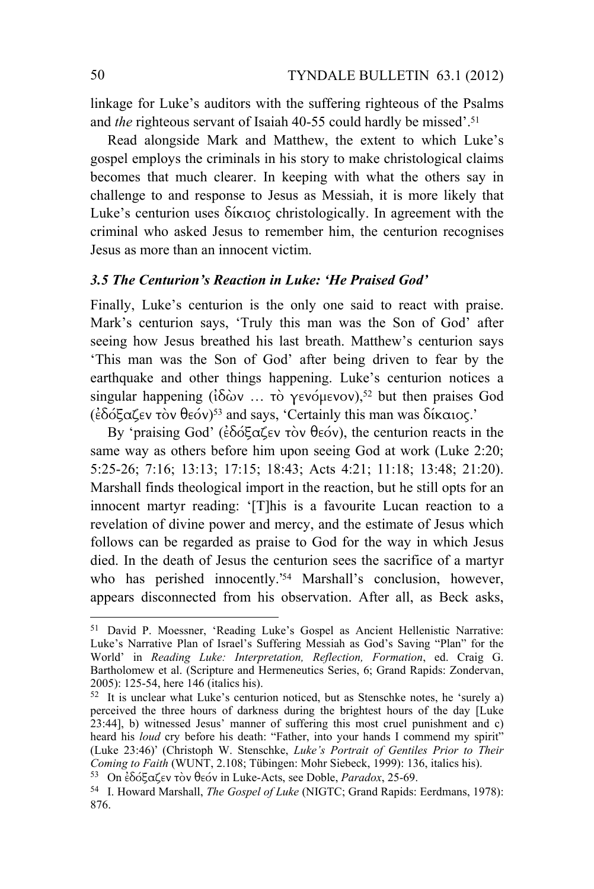linkage for Luke's auditors with the suffering righteous of the Psalms and *the* righteous servant of Isaiah 40-55 could hardly be missed'.[51]

Read alongside Mark and Matthew, the extent to which Luke's gospel employs the criminals in his story to make christological claims becomes that much clearer. In keeping with what the others say in challenge to and response to Jesus as Messiah, it is more likely that Luke's centurion uses δίκαιος christologically. In agreement with the criminal who asked Jesus to remember him, the centurion recognises Jesus as more than an innocent victim.

### *3.5 The Centurion's Reaction in Luke: 'He Praised God'*

Finally, Luke's centurion is the only one said to react with praise. Mark's centurion says, 'Truly this man was the Son of God' after seeing how Jesus breathed his last breath. Matthew's centurion says 'This man was the Son of God' after being driven to fear by the earthquake and other things happening. Luke's centurion notices a singular happening (ἰδὼν … τὸ γενόμενον),[52] but then praises God (ἐδόξαζεν τὸν θεόν)[53] and says, 'Certainly this man was δίκαιος.'

By 'praising God' (ἐδόξαζεν τὸν θεόν), the centurion reacts in the same way as others before him upon seeing God at work (Luke 2:20; 5:25-26; 7:16; 13:13; 17:15; 18:43; Acts 4:21; 11:18; 13:48; 21:20). Marshall finds theological import in the reaction, but he still opts for an innocent martyr reading: '[T]his is a favourite Lucan reaction to a revelation of divine power and mercy, and the estimate of Jesus which follows can be regarded as praise to God for the way in which Jesus died. In the death of Jesus the centurion sees the sacrifice of a martyr who has perished innocently.'[54] Marshall's conclusion, however, appears disconnected from his observation. After all, as Beck asks,

---

[51] David P. Moessner, 'Reading Luke's Gospel as Ancient Hellenistic Narrative: Luke's Narrative Plan of Israel's Suffering Messiah as God's Saving "Plan" for the World' in *Reading Luke: Interpretation, Reflection, Formation*, ed. Craig G. Bartholomew et al. (Scripture and Hermeneutics Series, 6; Grand Rapids: Zondervan, 2005): 125-54, here 146 (italics his).

[52] It is unclear what Luke's centurion noticed, but as Stenschke notes, he 'surely a) perceived the three hours of darkness during the brightest hours of the day [Luke 23:44], b) witnessed Jesus' manner of suffering this most cruel punishment and c) heard his *loud* cry before his death: "Father, into your hands I commend my spirit" (Luke 23:46)' (Christoph W. Stenschke, *Luke's Portrait of Gentiles Prior to Their Coming to Faith* (WUNT, 2.108; Tübingen: Mohr Siebeck, 1999): 136, italics his).

[53] On ἐδόξαζεν τὸν θεόν in Luke-Acts, see Doble, *Paradox*, 25-69.

[54] I. Howard Marshall, *The Gospel of Luke* (NIGTC; Grand Rapids: Eerdmans, 1978): 876.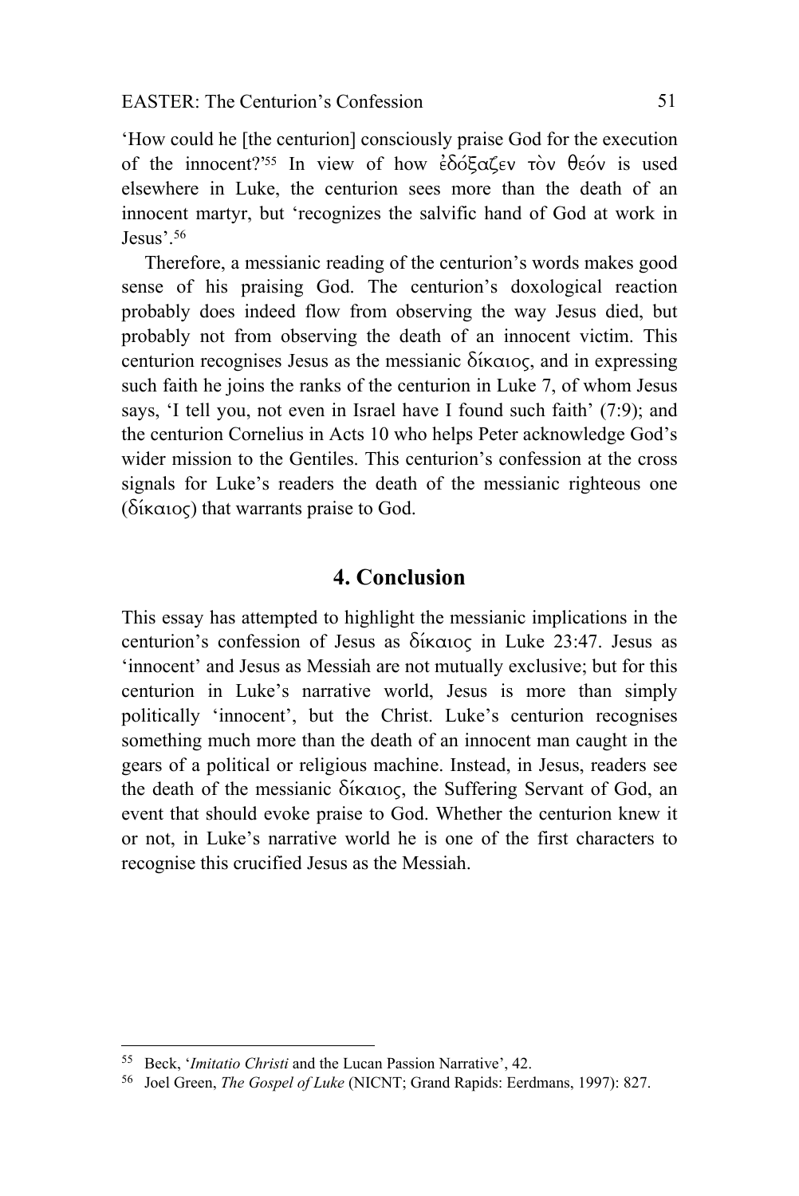'How could he [the centurion] consciously praise God for the execution of the innocent?'[55] In view of how ἐδόξαζεν τὸν θεόν is used elsewhere in Luke, the centurion sees more than the death of an innocent martyr, but 'recognizes the salvific hand of God at work in Jesus'.[56]

Therefore, a messianic reading of the centurion's words makes good sense of his praising God. The centurion's doxological reaction probably does indeed flow from observing the way Jesus died, but probably not from observing the death of an innocent victim. This centurion recognises Jesus as the messianic δίκαιος, and in expressing such faith he joins the ranks of the centurion in Luke 7, of whom Jesus says, 'I tell you, not even in Israel have I found such faith' (7:9); and the centurion Cornelius in Acts 10 who helps Peter acknowledge God's wider mission to the Gentiles. This centurion's confession at the cross signals for Luke's readers the death of the messianic righteous one (δίκαιος) that warrants praise to God.

## 4. Conclusion

This essay has attempted to highlight the messianic implications in the centurion's confession of Jesus as δίκαιος in Luke 23:47. Jesus as 'innocent' and Jesus as Messiah are not mutually exclusive; but for this centurion in Luke's narrative world, Jesus is more than simply politically 'innocent', but the Christ. Luke's centurion recognises something much more than the death of an innocent man caught in the gears of a political or religious machine. Instead, in Jesus, readers see the death of the messianic δίκαιος, the Suffering Servant of God, an event that should evoke praise to God. Whether the centurion knew it or not, in Luke's narrative world he is one of the first characters to recognise this crucified Jesus as the Messiah.

---

[55] Beck, '*Imitatio Christi* and the Lucan Passion Narrative', 42.

[56] Joel Green, *The Gospel of Luke* (NICNT; Grand Rapids: Eerdmans, 1997): 827.